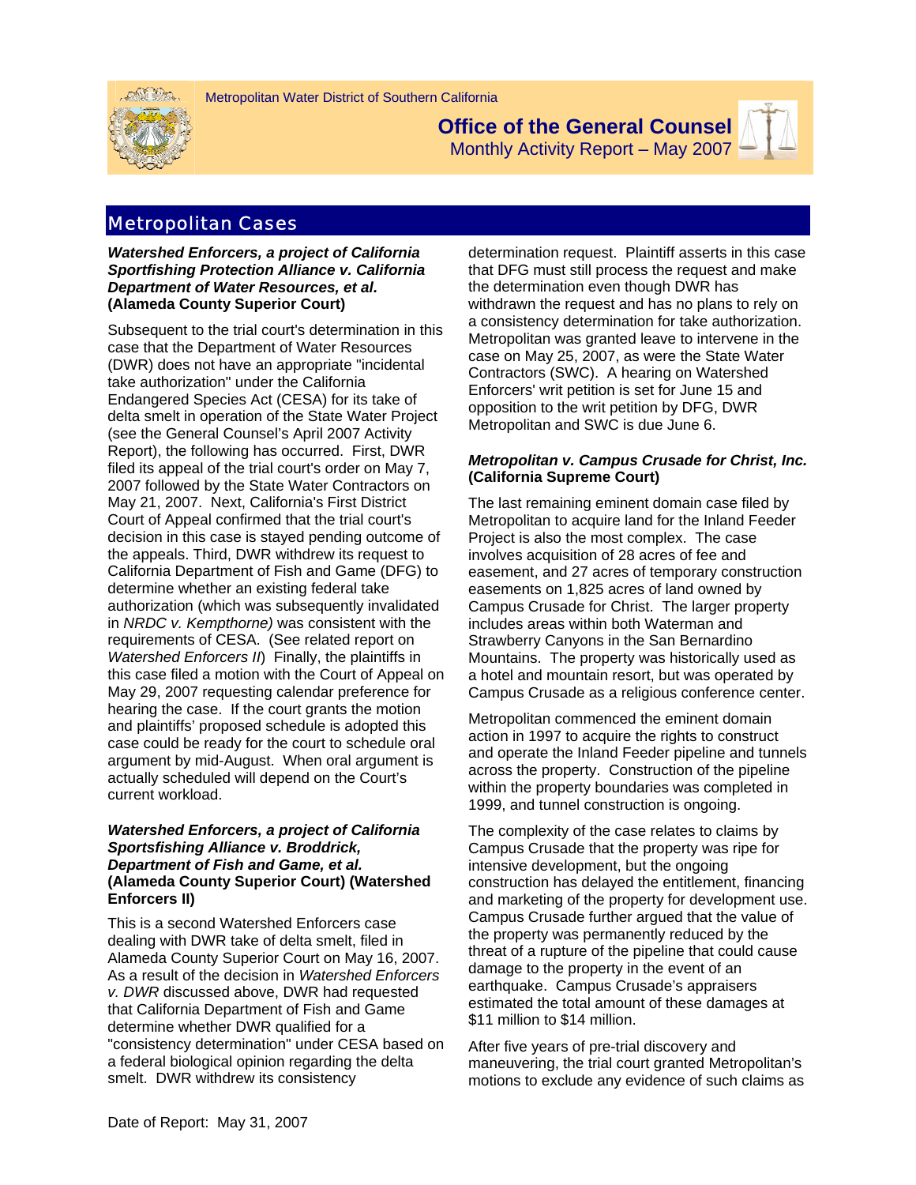Metropolitan Water District of Southern California

# Office of the General Counsel

Monthly Activity Report – May 2007

## Metropolitan Cases

***Watershed Enforcers, a project of California Sportfishing Protection Alliance v. California Department of Water Resources, et al.***
**(Alameda County Superior Court)**

Subsequent to the trial court's determination in this case that the Department of Water Resources (DWR) does not have an appropriate "incidental take authorization" under the California Endangered Species Act (CESA) for its take of delta smelt in operation of the State Water Project (see the General Counsel's April 2007 Activity Report), the following has occurred. First, DWR filed its appeal of the trial court's order on May 7, 2007 followed by the State Water Contractors on May 21, 2007. Next, California's First District Court of Appeal confirmed that the trial court's decision in this case is stayed pending outcome of the appeals. Third, DWR withdrew its request to California Department of Fish and Game (DFG) to determine whether an existing federal take authorization (which was subsequently invalidated in *NRDC v. Kempthorne)* was consistent with the requirements of CESA. (See related report on *Watershed Enforcers II*) Finally, the plaintiffs in this case filed a motion with the Court of Appeal on May 29, 2007 requesting calendar preference for hearing the case. If the court grants the motion and plaintiffs' proposed schedule is adopted this case could be ready for the court to schedule oral argument by mid-August. When oral argument is actually scheduled will depend on the Court's current workload.

***Watershed Enforcers, a project of California Sportsfishing Alliance v. Broddrick, Department of Fish and Game, et al.***
**(Alameda County Superior Court) (Watershed Enforcers II)**

This is a second Watershed Enforcers case dealing with DWR take of delta smelt, filed in Alameda County Superior Court on May 16, 2007. As a result of the decision in *Watershed Enforcers v. DWR* discussed above, DWR had requested that California Department of Fish and Game determine whether DWR qualified for a "consistency determination" under CESA based on a federal biological opinion regarding the delta smelt. DWR withdrew its consistency determination request. Plaintiff asserts in this case that DFG must still process the request and make the determination even though DWR has withdrawn the request and has no plans to rely on a consistency determination for take authorization. Metropolitan was granted leave to intervene in the case on May 25, 2007, as were the State Water Contractors (SWC). A hearing on Watershed Enforcers' writ petition is set for June 15 and opposition to the writ petition by DFG, DWR Metropolitan and SWC is due June 6.

***Metropolitan v. Campus Crusade for Christ, Inc.***
**(California Supreme Court)**

The last remaining eminent domain case filed by Metropolitan to acquire land for the Inland Feeder Project is also the most complex. The case involves acquisition of 28 acres of fee and easement, and 27 acres of temporary construction easements on 1,825 acres of land owned by Campus Crusade for Christ. The larger property includes areas within both Waterman and Strawberry Canyons in the San Bernardino Mountains. The property was historically used as a hotel and mountain resort, but was operated by Campus Crusade as a religious conference center.

Metropolitan commenced the eminent domain action in 1997 to acquire the rights to construct and operate the Inland Feeder pipeline and tunnels across the property. Construction of the pipeline within the property boundaries was completed in 1999, and tunnel construction is ongoing.

The complexity of the case relates to claims by Campus Crusade that the property was ripe for intensive development, but the ongoing construction has delayed the entitlement, financing and marketing of the property for development use. Campus Crusade further argued that the value of the property was permanently reduced by the threat of a rupture of the pipeline that could cause damage to the property in the event of an earthquake. Campus Crusade's appraisers estimated the total amount of these damages at $11 million to $14 million.

After five years of pre-trial discovery and maneuvering, the trial court granted Metropolitan's motions to exclude any evidence of such claims as

Date of Report: May 31, 2007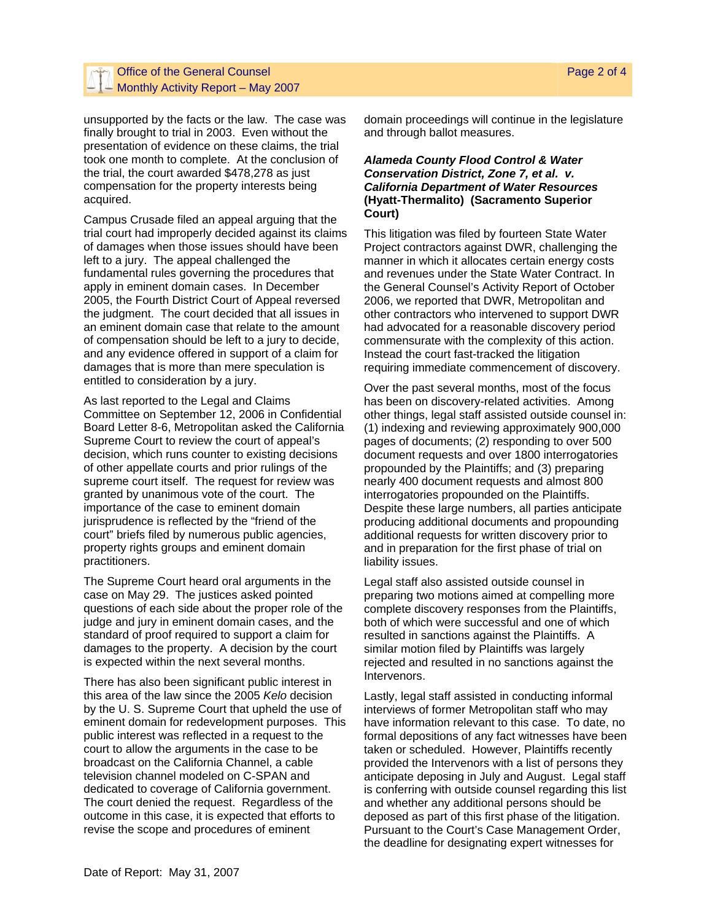unsupported by the facts or the law. The case was finally brought to trial in 2003. Even without the presentation of evidence on these claims, the trial took one month to complete. At the conclusion of the trial, the court awarded $478,278 as just compensation for the property interests being acquired.

Campus Crusade filed an appeal arguing that the trial court had improperly decided against its claims of damages when those issues should have been left to a jury. The appeal challenged the fundamental rules governing the procedures that apply in eminent domain cases. In December 2005, the Fourth District Court of Appeal reversed the judgment. The court decided that all issues in an eminent domain case that relate to the amount of compensation should be left to a jury to decide, and any evidence offered in support of a claim for damages that is more than mere speculation is entitled to consideration by a jury.

As last reported to the Legal and Claims Committee on September 12, 2006 in Confidential Board Letter 8-6, Metropolitan asked the California Supreme Court to review the court of appeal's decision, which runs counter to existing decisions of other appellate courts and prior rulings of the supreme court itself. The request for review was granted by unanimous vote of the court. The importance of the case to eminent domain jurisprudence is reflected by the "friend of the court" briefs filed by numerous public agencies, property rights groups and eminent domain practitioners.

The Supreme Court heard oral arguments in the case on May 29. The justices asked pointed questions of each side about the proper role of the judge and jury in eminent domain cases, and the standard of proof required to support a claim for damages to the property. A decision by the court is expected within the next several months.

There has also been significant public interest in this area of the law since the 2005 *Kelo* decision by the U. S. Supreme Court that upheld the use of eminent domain for redevelopment purposes. This public interest was reflected in a request to the court to allow the arguments in the case to be broadcast on the California Channel, a cable television channel modeled on C-SPAN and dedicated to coverage of California government. The court denied the request. Regardless of the outcome in this case, it is expected that efforts to revise the scope and procedures of eminent domain proceedings will continue in the legislature and through ballot measures.

### ***Alameda County Flood Control & Water Conservation District, Zone 7, et al. v. California Department of Water Resources* (Hyatt-Thermalito) (Sacramento Superior Court)**

This litigation was filed by fourteen State Water Project contractors against DWR, challenging the manner in which it allocates certain energy costs and revenues under the State Water Contract. In the General Counsel's Activity Report of October 2006, we reported that DWR, Metropolitan and other contractors who intervened to support DWR had advocated for a reasonable discovery period commensurate with the complexity of this action. Instead the court fast-tracked the litigation requiring immediate commencement of discovery.

Over the past several months, most of the focus has been on discovery-related activities. Among other things, legal staff assisted outside counsel in: (1) indexing and reviewing approximately 900,000 pages of documents; (2) responding to over 500 document requests and over 1800 interrogatories propounded by the Plaintiffs; and (3) preparing nearly 400 document requests and almost 800 interrogatories propounded on the Plaintiffs. Despite these large numbers, all parties anticipate producing additional documents and propounding additional requests for written discovery prior to and in preparation for the first phase of trial on liability issues.

Legal staff also assisted outside counsel in preparing two motions aimed at compelling more complete discovery responses from the Plaintiffs, both of which were successful and one of which resulted in sanctions against the Plaintiffs. A similar motion filed by Plaintiffs was largely rejected and resulted in no sanctions against the Intervenors.

Lastly, legal staff assisted in conducting informal interviews of former Metropolitan staff who may have information relevant to this case. To date, no formal depositions of any fact witnesses have been taken or scheduled. However, Plaintiffs recently provided the Intervenors with a list of persons they anticipate deposing in July and August. Legal staff is conferring with outside counsel regarding this list and whether any additional persons should be deposed as part of this first phase of the litigation. Pursuant to the Court's Case Management Order, the deadline for designating expert witnesses for

Date of Report: May 31, 2007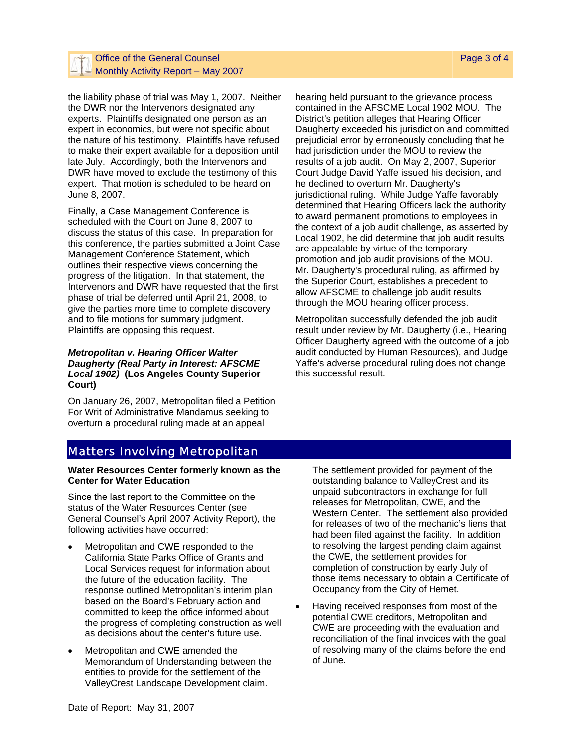the liability phase of trial was May 1, 2007. Neither the DWR nor the Intervenors designated any experts. Plaintiffs designated one person as an expert in economics, but were not specific about the nature of his testimony. Plaintiffs have refused to make their expert available for a deposition until late July. Accordingly, both the Intervenors and DWR have moved to exclude the testimony of this expert. That motion is scheduled to be heard on June 8, 2007.

Finally, a Case Management Conference is scheduled with the Court on June 8, 2007 to discuss the status of this case. In preparation for this conference, the parties submitted a Joint Case Management Conference Statement, which outlines their respective views concerning the progress of the litigation. In that statement, the Intervenors and DWR have requested that the first phase of trial be deferred until April 21, 2008, to give the parties more time to complete discovery and to file motions for summary judgment. Plaintiffs are opposing this request.

***Metropolitan v. Hearing Officer Walter Daugherty (Real Party in Interest: AFSCME Local 1902)* (Los Angeles County Superior Court)**

On January 26, 2007, Metropolitan filed a Petition For Writ of Administrative Mandamus seeking to overturn a procedural ruling made at an appeal hearing held pursuant to the grievance process contained in the AFSCME Local 1902 MOU. The District's petition alleges that Hearing Officer Daugherty exceeded his jurisdiction and committed prejudicial error by erroneously concluding that he had jurisdiction under the MOU to review the results of a job audit. On May 2, 2007, Superior Court Judge David Yaffe issued his decision, and he declined to overturn Mr. Daugherty's jurisdictional ruling. While Judge Yaffe favorably determined that Hearing Officers lack the authority to award permanent promotions to employees in the context of a job audit challenge, as asserted by Local 1902, he did determine that job audit results are appealable by virtue of the temporary promotion and job audit provisions of the MOU. Mr. Daugherty's procedural ruling, as affirmed by the Superior Court, establishes a precedent to allow AFSCME to challenge job audit results through the MOU hearing officer process.

Metropolitan successfully defended the job audit result under review by Mr. Daugherty (i.e., Hearing Officer Daugherty agreed with the outcome of a job audit conducted by Human Resources), and Judge Yaffe's adverse procedural ruling does not change this successful result.

## Matters Involving Metropolitan

**Water Resources Center formerly known as the Center for Water Education**

Since the last report to the Committee on the status of the Water Resources Center (see General Counsel's April 2007 Activity Report), the following activities have occurred:

- Metropolitan and CWE responded to the California State Parks Office of Grants and Local Services request for information about the future of the education facility. The response outlined Metropolitan's interim plan based on the Board's February action and committed to keep the office informed about the progress of completing construction as well as decisions about the center's future use.
- Metropolitan and CWE amended the Memorandum of Understanding between the entities to provide for the settlement of the ValleyCrest Landscape Development claim. The settlement provided for payment of the outstanding balance to ValleyCrest and its unpaid subcontractors in exchange for full releases for Metropolitan, CWE, and the Western Center. The settlement also provided for releases of two of the mechanic's liens that had been filed against the facility. In addition to resolving the largest pending claim against the CWE, the settlement provides for completion of construction by early July of those items necessary to obtain a Certificate of Occupancy from the City of Hemet.
- Having received responses from most of the potential CWE creditors, Metropolitan and CWE are proceeding with the evaluation and reconciliation of the final invoices with the goal of resolving many of the claims before the end of June.

Date of Report: May 31, 2007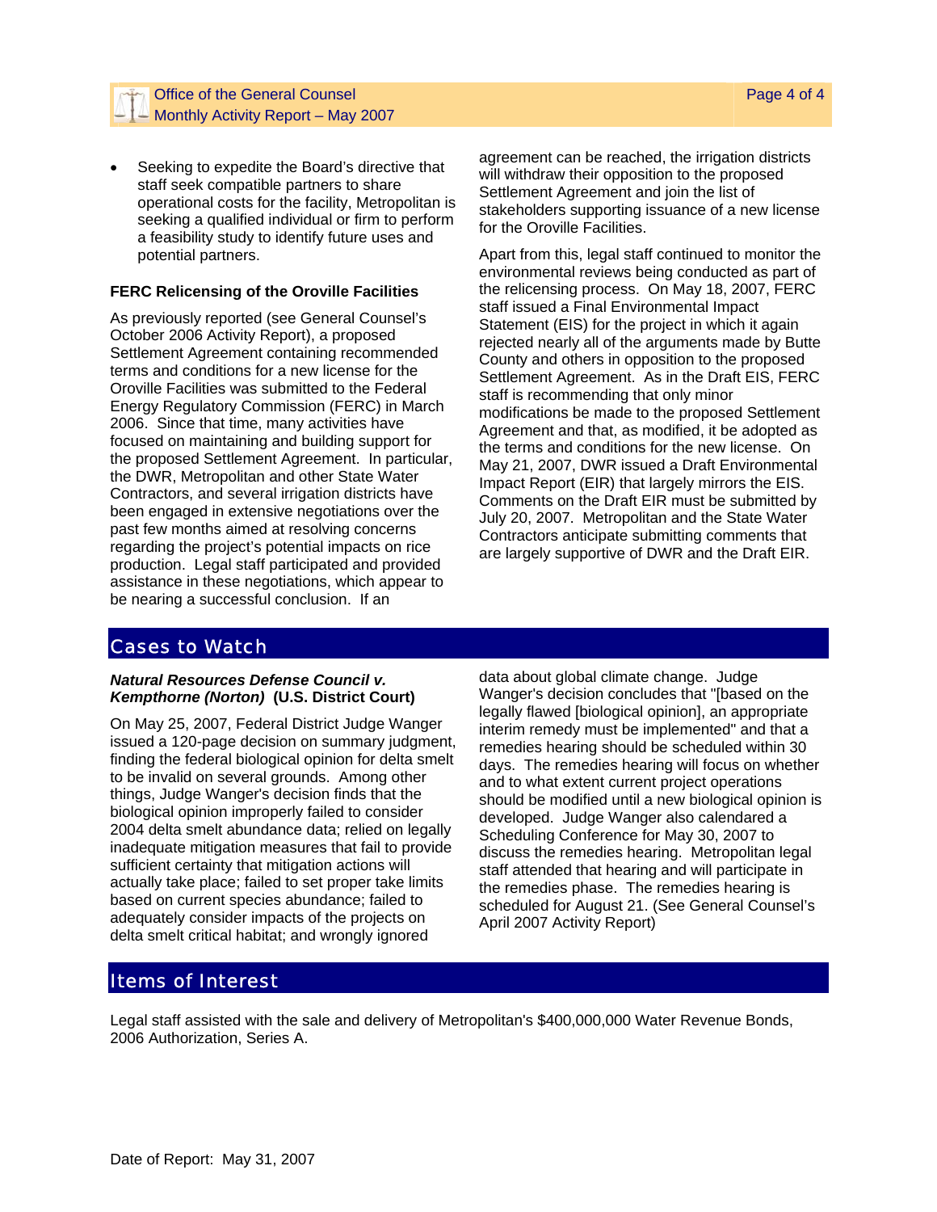- Seeking to expedite the Board's directive that staff seek compatible partners to share operational costs for the facility, Metropolitan is seeking a qualified individual or firm to perform a feasibility study to identify future uses and potential partners.

**FERC Relicensing of the Oroville Facilities**

As previously reported (see General Counsel's October 2006 Activity Report), a proposed Settlement Agreement containing recommended terms and conditions for a new license for the Oroville Facilities was submitted to the Federal Energy Regulatory Commission (FERC) in March 2006. Since that time, many activities have focused on maintaining and building support for the proposed Settlement Agreement. In particular, the DWR, Metropolitan and other State Water Contractors, and several irrigation districts have been engaged in extensive negotiations over the past few months aimed at resolving concerns regarding the project's potential impacts on rice production. Legal staff participated and provided assistance in these negotiations, which appear to be nearing a successful conclusion. If an agreement can be reached, the irrigation districts will withdraw their opposition to the proposed Settlement Agreement and join the list of stakeholders supporting issuance of a new license for the Oroville Facilities.

Apart from this, legal staff continued to monitor the environmental reviews being conducted as part of the relicensing process. On May 18, 2007, FERC staff issued a Final Environmental Impact Statement (EIS) for the project in which it again rejected nearly all of the arguments made by Butte County and others in opposition to the proposed Settlement Agreement. As in the Draft EIS, FERC staff is recommending that only minor modifications be made to the proposed Settlement Agreement and that, as modified, it be adopted as the terms and conditions for the new license. On May 21, 2007, DWR issued a Draft Environmental Impact Report (EIR) that largely mirrors the EIS. Comments on the Draft EIR must be submitted by July 20, 2007. Metropolitan and the State Water Contractors anticipate submitting comments that are largely supportive of DWR and the Draft EIR.

## Cases to Watch

***Natural Resources Defense Council v. Kempthorne (Norton)*** **(U.S. District Court)**

On May 25, 2007, Federal District Judge Wanger issued a 120-page decision on summary judgment, finding the federal biological opinion for delta smelt to be invalid on several grounds. Among other things, Judge Wanger's decision finds that the biological opinion improperly failed to consider 2004 delta smelt abundance data; relied on legally inadequate mitigation measures that fail to provide sufficient certainty that mitigation actions will actually take place; failed to set proper take limits based on current species abundance; failed to adequately consider impacts of the projects on delta smelt critical habitat; and wrongly ignored data about global climate change. Judge Wanger's decision concludes that "[based on the legally flawed [biological opinion], an appropriate interim remedy must be implemented" and that a remedies hearing should be scheduled within 30 days. The remedies hearing will focus on whether and to what extent current project operations should be modified until a new biological opinion is developed. Judge Wanger also calendared a Scheduling Conference for May 30, 2007 to discuss the remedies hearing. Metropolitan legal staff attended that hearing and will participate in the remedies phase. The remedies hearing is scheduled for August 21. (See General Counsel's April 2007 Activity Report)

## Items of Interest

Legal staff assisted with the sale and delivery of Metropolitan's $400,000,000 Water Revenue Bonds, 2006 Authorization, Series A.

Date of Report: May 31, 2007